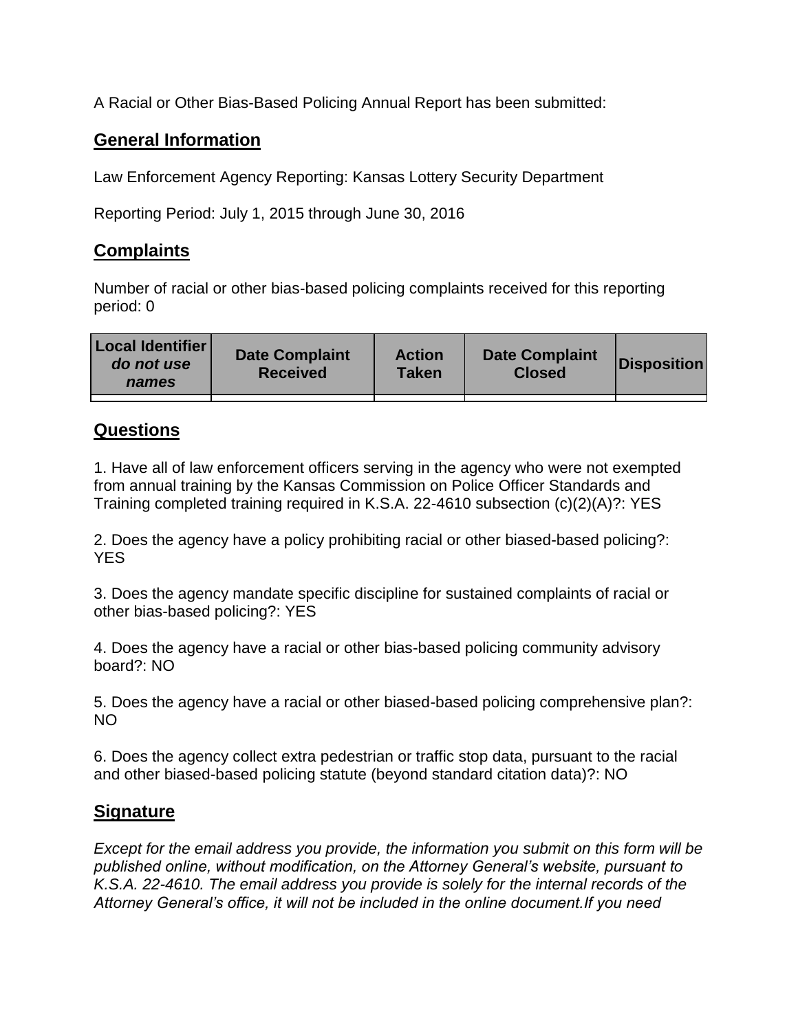A Racial or Other Bias-Based Policing Annual Report has been submitted:

## General Information

Law Enforcement Agency Reporting: Kansas Lottery Security Department

Reporting Period: July 1, 2015 through June 30, 2016

## Complaints

Number of racial or other bias-based policing complaints received for this reporting period: 0

| Local Identifier *do not use names* | Date Complaint Received | Action Taken | Date Complaint Closed | Disposition |
|---|---|---|---|---|
| | | | | |

## Questions

1. Have all of law enforcement officers serving in the agency who were not exempted from annual training by the Kansas Commission on Police Officer Standards and Training completed training required in K.S.A. 22-4610 subsection (c)(2)(A)?: YES

2. Does the agency have a policy prohibiting racial or other biased-based policing?: YES

3. Does the agency mandate specific discipline for sustained complaints of racial or other bias-based policing?: YES

4. Does the agency have a racial or other bias-based policing community advisory board?: NO

5. Does the agency have a racial or other biased-based policing comprehensive plan?: NO

6. Does the agency collect extra pedestrian or traffic stop data, pursuant to the racial and other biased-based policing statute (beyond standard citation data)?: NO

## Signature

*Except for the email address you provide, the information you submit on this form will be published online, without modification, on the Attorney General's website, pursuant to K.S.A. 22-4610. The email address you provide is solely for the internal records of the Attorney General's office, it will not be included in the online document.If you need*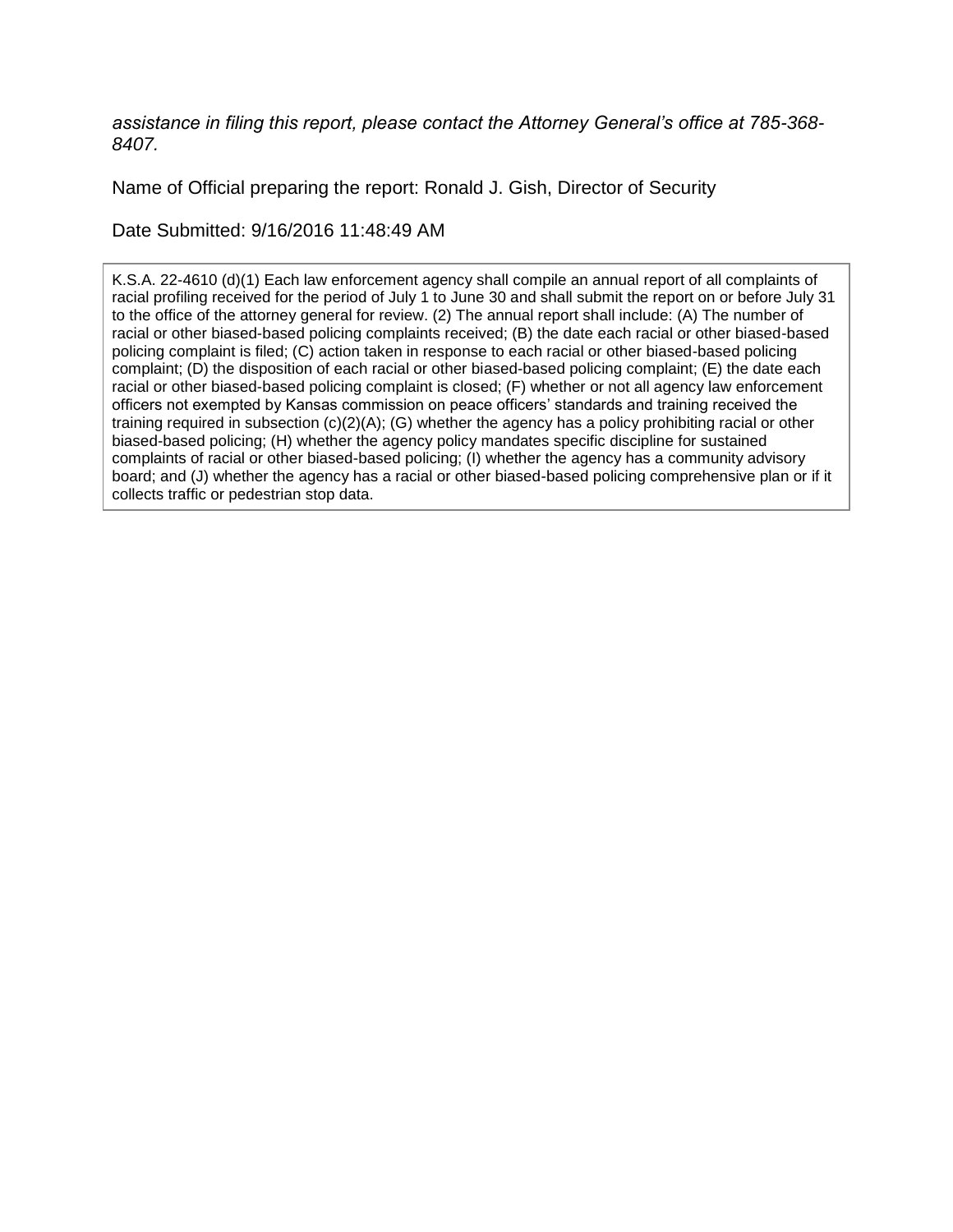*assistance in filing this report, please contact the Attorney General's office at 785-368-8407.*

Name of Official preparing the report: Ronald J. Gish, Director of Security

Date Submitted: 9/16/2016 11:48:49 AM

K.S.A. 22-4610 (d)(1) Each law enforcement agency shall compile an annual report of all complaints of racial profiling received for the period of July 1 to June 30 and shall submit the report on or before July 31 to the office of the attorney general for review. (2) The annual report shall include: (A) The number of racial or other biased-based policing complaints received; (B) the date each racial or other biased-based policing complaint is filed; (C) action taken in response to each racial or other biased-based policing complaint; (D) the disposition of each racial or other biased-based policing complaint; (E) the date each racial or other biased-based policing complaint is closed; (F) whether or not all agency law enforcement officers not exempted by Kansas commission on peace officers' standards and training received the training required in subsection (c)(2)(A); (G) whether the agency has a policy prohibiting racial or other biased-based policing; (H) whether the agency policy mandates specific discipline for sustained complaints of racial or other biased-based policing; (I) whether the agency has a community advisory board; and (J) whether the agency has a racial or other biased-based policing comprehensive plan or if it collects traffic or pedestrian stop data.